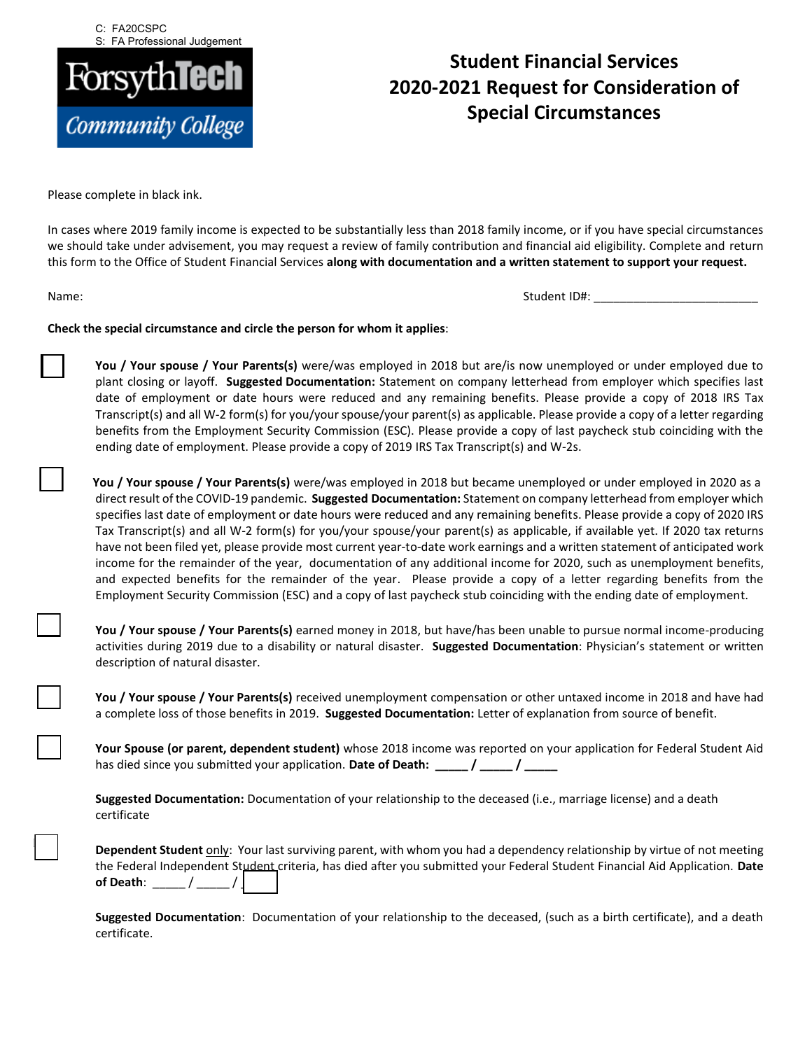C: FA20CSPC
S: FA Professional Judgement

ForsythTech Community College

# Student Financial Services 2020-2021 Request for Consideration of Special Circumstances

Please complete in black ink.

In cases where 2019 family income is expected to be substantially less than 2018 family income, or if you have special circumstances we should take under advisement, you may request a review of family contribution and financial aid eligibility. Complete and return this form to the Office of Student Financial Services **along with documentation and a written statement to support your request.**

Name: Student ID#: ________________________

**Check the special circumstance and circle the person for whom it applies**:

☐ **You / Your spouse / Your Parents(s)** were/was employed in 2018 but are/is now unemployed or under employed due to plant closing or layoff. **Suggested Documentation:** Statement on company letterhead from employer which specifies last date of employment or date hours were reduced and any remaining benefits. Please provide a copy of 2018 IRS Tax Transcript(s) and all W-2 form(s) for you/your spouse/your parent(s) as applicable. Please provide a copy of a letter regarding benefits from the Employment Security Commission (ESC). Please provide a copy of last paycheck stub coinciding with the ending date of employment. Please provide a copy of 2019 IRS Tax Transcript(s) and W-2s.

☐ **You / Your spouse / Your Parents(s)** were/was employed in 2018 but became unemployed or under employed in 2020 as a direct result of the COVID-19 pandemic. **Suggested Documentation:** Statement on company letterhead from employer which specifies last date of employment or date hours were reduced and any remaining benefits. Please provide a copy of 2020 IRS Tax Transcript(s) and all W-2 form(s) for you/your spouse/your parent(s) as applicable, if available yet. If 2020 tax returns have not been filed yet, please provide most current year-to-date work earnings and a written statement of anticipated work income for the remainder of the year, documentation of any additional income for 2020, such as unemployment benefits, and expected benefits for the remainder of the year. Please provide a copy of a letter regarding benefits from the Employment Security Commission (ESC) and a copy of last paycheck stub coinciding with the ending date of employment.

☐ **You / Your spouse / Your Parents(s)** earned money in 2018, but have/has been unable to pursue normal income-producing activities during 2019 due to a disability or natural disaster. **Suggested Documentation**: Physician's statement or written description of natural disaster.

☐ **You / Your spouse / Your Parents(s)** received unemployment compensation or other untaxed income in 2018 and have had a complete loss of those benefits in 2019. **Suggested Documentation:** Letter of explanation from source of benefit.

☐ **Your Spouse (or parent, dependent student)** whose 2018 income was reported on your application for Federal Student Aid has died since you submitted your application. **Date of Death: _____ / _____ / _____**

**Suggested Documentation:** Documentation of your relationship to the deceased (i.e., marriage license) and a death certificate

☐ **Dependent Student** only: Your last surviving parent, with whom you had a dependency relationship by virtue of not meeting the Federal Independent Student criteria, has died after you submitted your Federal Student Financial Aid Application. **Date of Death**: _____ / _____ / _____

**Suggested Documentation**: Documentation of your relationship to the deceased, (such as a birth certificate), and a death certificate.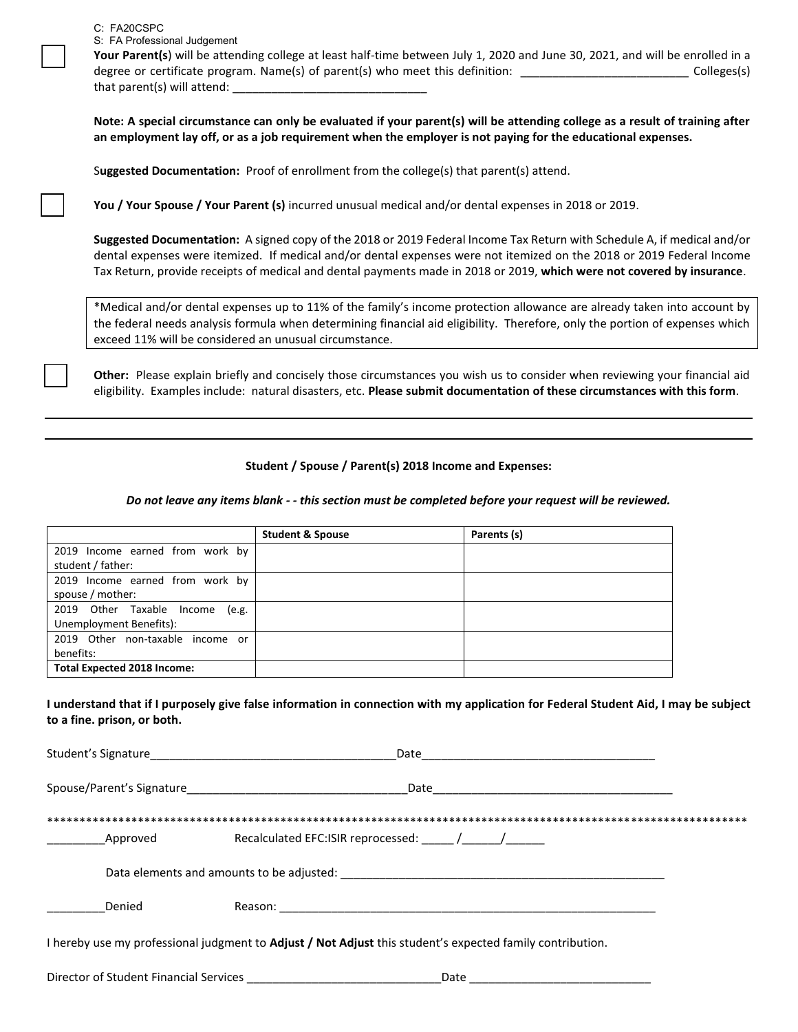C: FA20CSPC
S: FA Professional Judgement

☐ **Your Parent(s**) will be attending college at least half-time between July 1, 2020 and June 30, 2021, and will be enrolled in a degree or certificate program. Name(s) of parent(s) who meet this definition: ___________________________ Colleges(s) that parent(s) will attend: ______________________________

**Note: A special circumstance can only be evaluated if your parent(s) will be attending college as a result of training after an employment lay off, or as a job requirement when the employer is not paying for the educational expenses.**

S**uggested Documentation:** Proof of enrollment from the college(s) that parent(s) attend.

☐ **You / Your Spouse / Your Parent (s)** incurred unusual medical and/or dental expenses in 2018 or 2019.

**Suggested Documentation:** A signed copy of the 2018 or 2019 Federal Income Tax Return with Schedule A, if medical and/or dental expenses were itemized. If medical and/or dental expenses were not itemized on the 2018 or 2019 Federal Income Tax Return, provide receipts of medical and dental payments made in 2018 or 2019, **which were not covered by insurance**.

> *Medical and/or dental expenses up to 11% of the family's income protection allowance are already taken into account by the federal needs analysis formula when determining financial aid eligibility. Therefore, only the portion of expenses which exceed 11% will be considered an unusual circumstance.

☐ **Other:** Please explain briefly and concisely those circumstances you wish us to consider when reviewing your financial aid eligibility. Examples include: natural disasters, etc. **Please submit documentation of these circumstances with this form**.

___________________________________________________________________________

___________________________________________________________________________

**Student / Spouse / Parent(s) 2018 Income and Expenses:**

***Do not leave any items blank - - this section must be completed before your request will be reviewed.***

| | **Student & Spouse** | **Parents (s)** |
|---|---|---|
| 2019 Income earned from work by student / father: | | |
| 2019 Income earned from work by spouse / mother: | | |
| 2019 Other Taxable Income (e.g. Unemployment Benefits): | | |
| 2019 Other non-taxable income or benefits: | | |
| **Total Expected 2018 Income:** | | |

**I understand that if I purposely give false information in connection with my application for Federal Student Aid, I may be subject to a fine. prison, or both.**

Student's Signature_______________________________________Date_____________________________________

Spouse/Parent's Signature__________________________________Date______________________________________

*******************************************************************************************************************

_________Approved Recalculated EFC:ISIR reprocessed: _____ /______/______

Data elements and amounts to be adjusted: _____________________________________________________

_________Denied Reason: ____________________________________________________________

I hereby use my professional judgment to **Adjust / Not Adjust** this student's expected family contribution.

Director of Student Financial Services ______________________________Date ____________________________